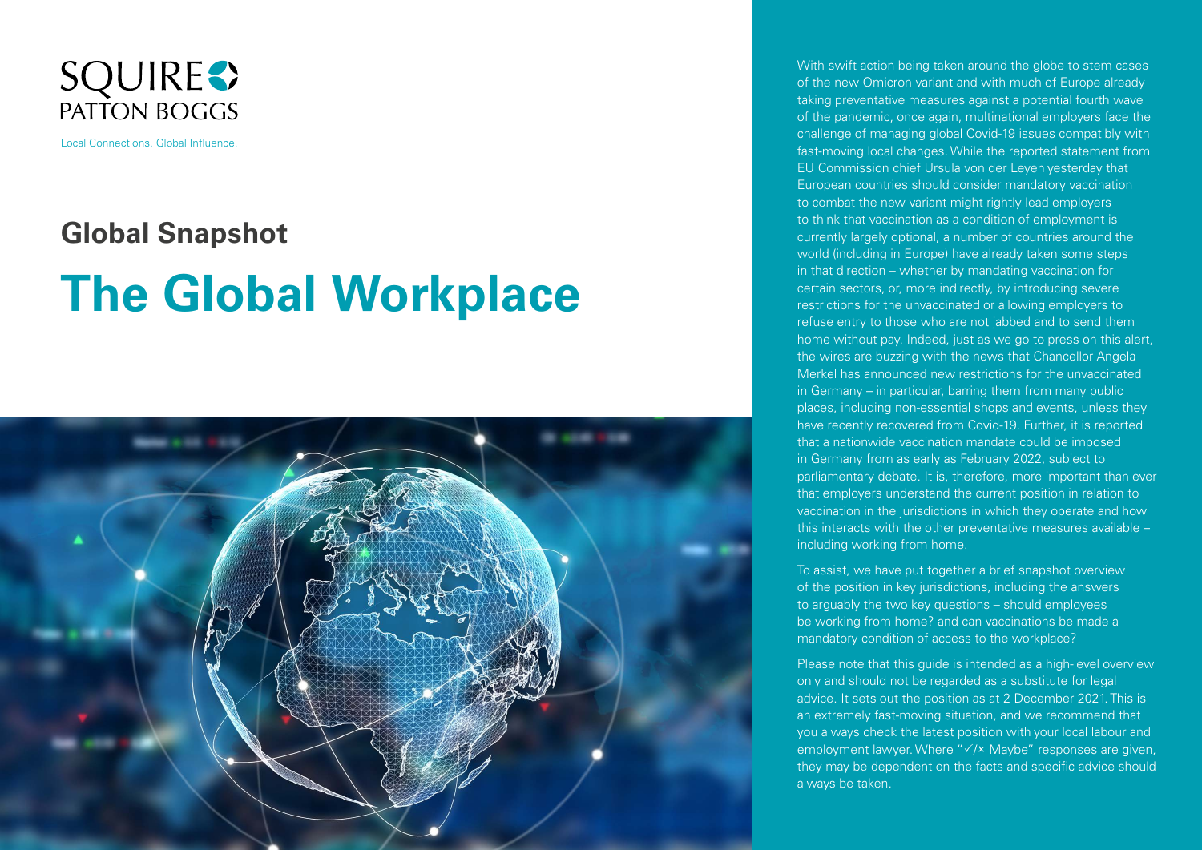SQUIRE PATTON BOGGS

Local Connections. Global Influence.

## Global Snapshot

# The Global Workplace

With swift action being taken around the globe to stem cases of the new Omicron variant and with much of Europe already taking preventative measures against a potential fourth wave of the pandemic, once again, multinational employers face the challenge of managing global Covid-19 issues compatibly with fast-moving local changes. While the reported statement from EU Commission chief Ursula von der Leyen yesterday that European countries should consider mandatory vaccination to combat the new variant might rightly lead employers to think that vaccination as a condition of employment is currently largely optional, a number of countries around the world (including in Europe) have already taken some steps in that direction – whether by mandating vaccination for certain sectors, or, more indirectly, by introducing severe restrictions for the unvaccinated or allowing employers to refuse entry to those who are not jabbed and to send them home without pay. Indeed, just as we go to press on this alert, the wires are buzzing with the news that Chancellor Angela Merkel has announced new restrictions for the unvaccinated in Germany – in particular, barring them from many public places, including non-essential shops and events, unless they have recently recovered from Covid-19. Further, it is reported that a nationwide vaccination mandate could be imposed in Germany from as early as February 2022, subject to parliamentary debate. It is, therefore, more important than ever that employers understand the current position in relation to vaccination in the jurisdictions in which they operate and how this interacts with the other preventative measures available – including working from home.

To assist, we have put together a brief snapshot overview of the position in key jurisdictions, including the answers to arguably the two key questions – should employees be working from home? and can vaccinations be made a mandatory condition of access to the workplace?

Please note that this guide is intended as a high-level overview only and should not be regarded as a substitute for legal advice. It sets out the position as at 2 December 2021. This is an extremely fast-moving situation, and we recommend that you always check the latest position with your local labour and employment lawyer. Where "✓/✗ Maybe" responses are given, they may be dependent on the facts and specific advice should always be taken.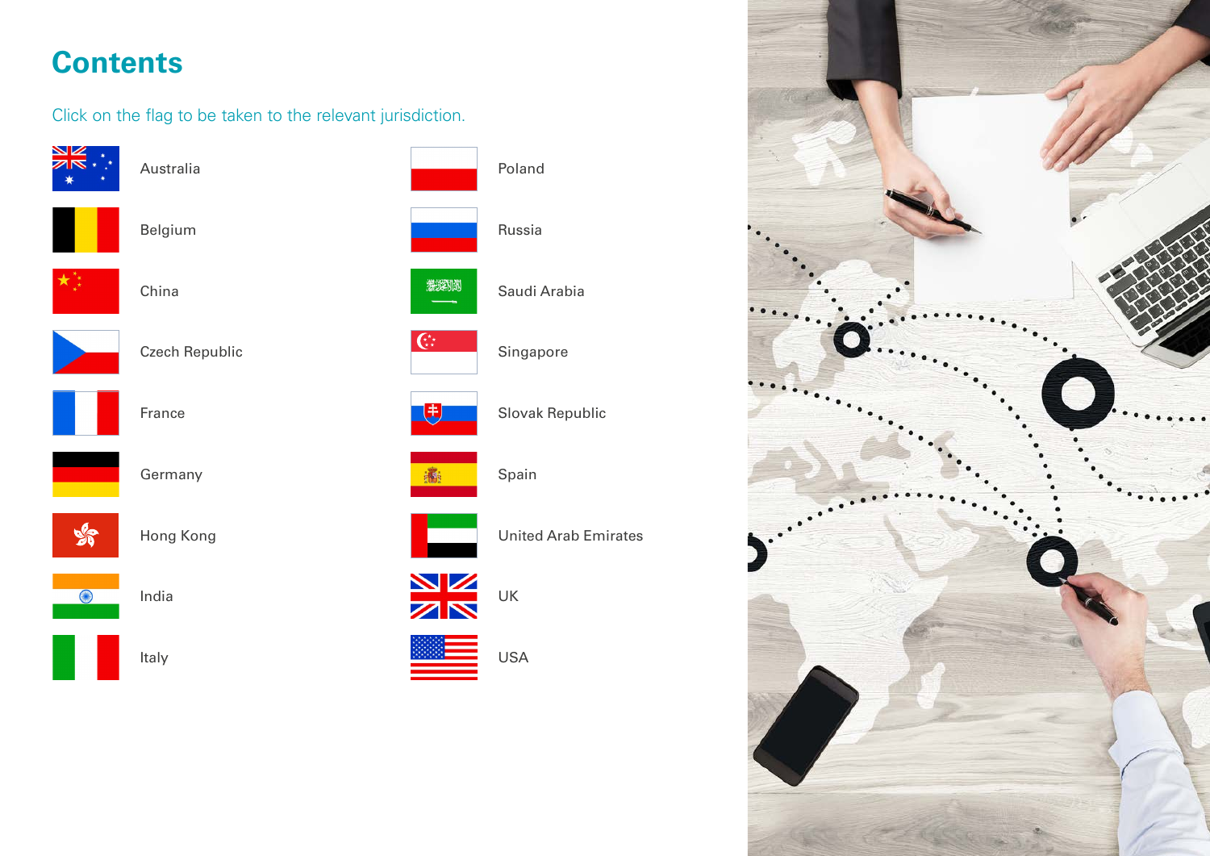# Contents

Click on the flag to be taken to the relevant jurisdiction.

- Australia
- Belgium
- China
- Czech Republic
- France
- Germany
- Hong Kong
- India
- Italy
- Poland
- Russia
- Saudi Arabia
- Singapore
- Slovak Republic
- Spain
- United Arab Emirates
- UK
- USA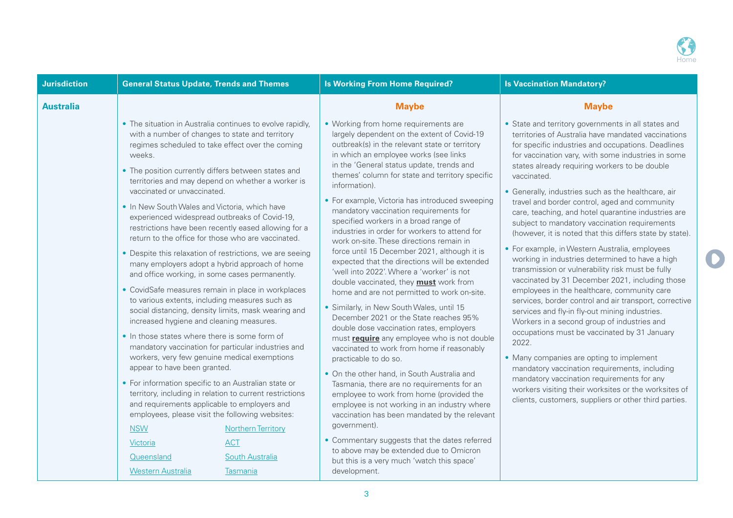| Jurisdiction | General Status Update, Trends and Themes | Is Working From Home Required? | Is Vaccination Mandatory? |
| --- | --- | --- | --- |
| **Australia** | • The situation in Australia continues to evolve rapidly, with a number of changes to state and territory regimes scheduled to take effect over the coming weeks.<br>• The position currently differs between states and territories and may depend on whether a worker is vaccinated or unvaccinated.<br>• In New South Wales and Victoria, which have experienced widespread outbreaks of Covid-19, restrictions have been recently eased allowing for a return to the office for those who are vaccinated.<br>• Despite this relaxation of restrictions, we are seeing many employers adopt a hybrid approach of home and office working, in some cases permanently.<br>• CovidSafe measures remain in place in workplaces to various extents, including measures such as social distancing, density limits, mask wearing and increased hygiene and cleaning measures.<br>• In those states where there is some form of mandatory vaccination for particular industries and workers, very few genuine medical exemptions appear to have been granted.<br>• For information specific to an Australian state or territory, including in relation to current restrictions and requirements applicable to employers and employees, please visit the following websites:<br>NSW, Northern Territory, Victoria, ACT, Queensland, South Australia, Western Australia, Tasmania | **Maybe**<br>• Working from home requirements are largely dependent on the extent of Covid-19 outbreak(s) in the relevant state or territory in which an employee works (see links in the 'General status update, trends and themes' column for state and territory specific information).<br>• For example, Victoria has introduced sweeping mandatory vaccination requirements for specified workers in a broad range of industries in order for workers to attend for work on-site. These directions remain in force until 15 December 2021, although it is expected that the directions will be extended 'well into 2022'. Where a 'worker' is not double vaccinated, they **must** work from home and are not permitted to work on-site.<br>• Similarly, in New South Wales, until 15 December 2021 or the State reaches 95% double dose vaccination rates, employers must **require** any employee who is not double vaccinated to work from home if reasonably practicable to do so.<br>• On the other hand, in South Australia and Tasmania, there are no requirements for an employee to work from home (provided the employee is not working in an industry where vaccination has been mandated by the relevant government).<br>• Commentary suggests that the dates referred to above may be extended due to Omicron but this is a very much 'watch this space' development. | **Maybe**<br>• State and territory governments in all states and territories of Australia have mandated vaccinations for specific industries and occupations. Deadlines for vaccination vary, with some industries in some states already requiring workers to be double vaccinated.<br>• Generally, industries such as the healthcare, air travel and border control, aged and community care, teaching, and hotel quarantine industries are subject to mandatory vaccination requirements (however, it is noted that this differs state by state).<br>• For example, in Western Australia, employees working in industries determined to have a high transmission or vulnerability risk must be fully vaccinated by 31 December 2021, including those employees in the healthcare, community care services, border control and air transport, corrective services and fly-in fly-out mining industries. Workers in a second group of industries and occupations must be vaccinated by 31 January 2022.<br>• Many companies are opting to implement mandatory vaccination requirements, including mandatory vaccination requirements for any workers visiting their worksites or the worksites of clients, customers, suppliers or other third parties. |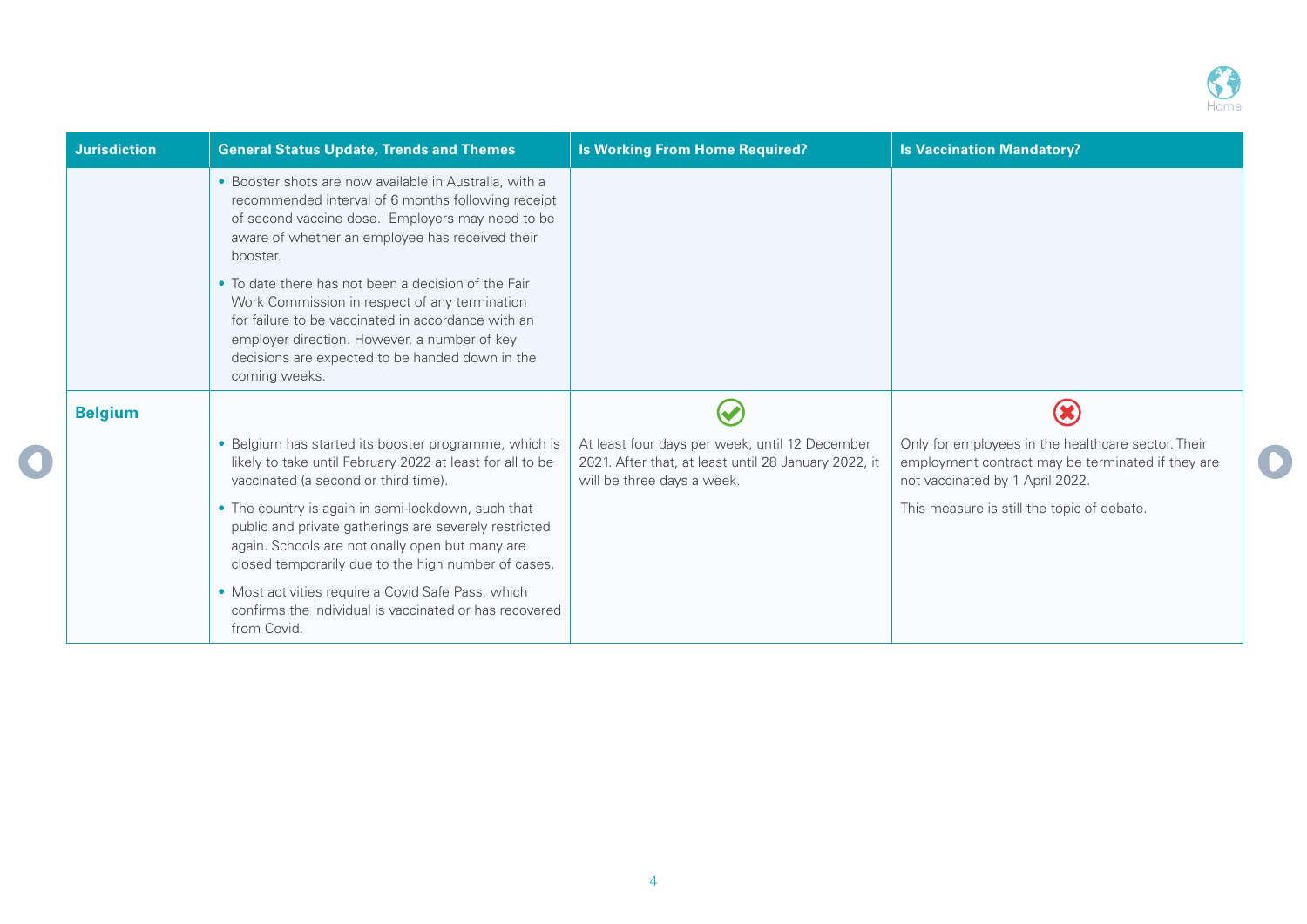| Jurisdiction | General Status Update, Trends and Themes | Is Working From Home Required? | Is Vaccination Mandatory? |
|---|---|---|---|
| | • Booster shots are now available in Australia, with a recommended interval of 6 months following receipt of second vaccine dose. Employers may need to be aware of whether an employee has received their booster.<br>• To date there has not been a decision of the Fair Work Commission in respect of any termination for failure to be vaccinated in accordance with an employer direction. However, a number of key decisions are expected to be handed down in the coming weeks. | | |
| **Belgium** | • Belgium has started its booster programme, which is likely to take until February 2022 at least for all to be vaccinated (a second or third time).<br>• The country is again in semi-lockdown, such that public and private gatherings are severely restricted again. Schools are notionally open but many are closed temporarily due to the high number of cases.<br>• Most activities require a Covid Safe Pass, which confirms the individual is vaccinated or has recovered from Covid. | ✔<br>At least four days per week, until 12 December 2021. After that, at least until 28 January 2022, it will be three days a week. | ✖<br>Only for employees in the healthcare sector. Their employment contract may be terminated if they are not vaccinated by 1 April 2022.<br>This measure is still the topic of debate. |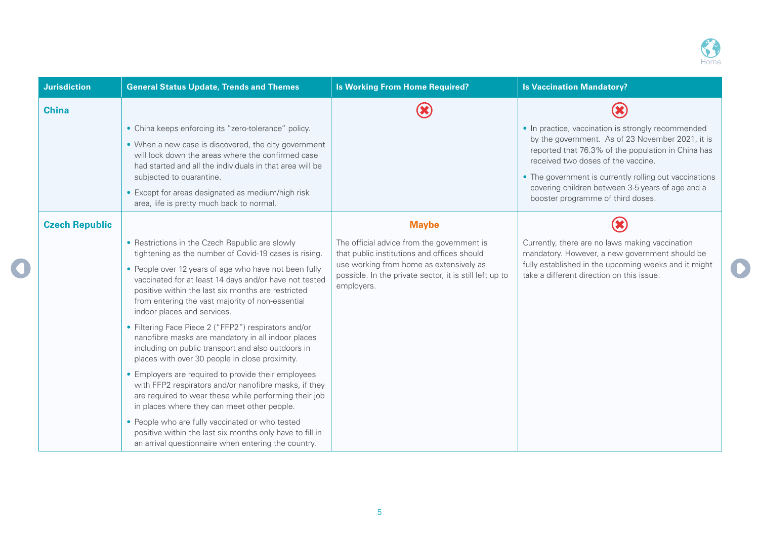| Jurisdiction | General Status Update, Trends and Themes | Is Working From Home Required? | Is Vaccination Mandatory? |
|---|---|---|---|
| **China** | • China keeps enforcing its "zero-tolerance" policy.<br>• When a new case is discovered, the city government will lock down the areas where the confirmed case had started and all the individuals in that area will be subjected to quarantine.<br>• Except for areas designated as medium/high risk area, life is pretty much back to normal. | ✖ | ✖<br>• In practice, vaccination is strongly recommended by the government. As of 23 November 2021, it is reported that 76.3% of the population in China has received two doses of the vaccine.<br>• The government is currently rolling out vaccinations covering children between 3-5 years of age and a booster programme of third doses. |
| **Czech Republic** | • Restrictions in the Czech Republic are slowly tightening as the number of Covid-19 cases is rising.<br>• People over 12 years of age who have not been fully vaccinated for at least 14 days and/or have not tested positive within the last six months are restricted from entering the vast majority of non-essential indoor places and services.<br>• Filtering Face Piece 2 ("FFP2") respirators and/or nanofibre masks are mandatory in all indoor places including on public transport and also outdoors in places with over 30 people in close proximity.<br>• Employers are required to provide their employees with FFP2 respirators and/or nanofibre masks, if they are required to wear these while performing their job in places where they can meet other people.<br>• People who are fully vaccinated or who tested positive within the last six months only have to fill in an arrival questionnaire when entering the country. | **Maybe**<br>The official advice from the government is that public institutions and offices should use working from home as extensively as possible. In the private sector, it is still left up to employers. | ✖<br>Currently, there are no laws making vaccination mandatory. However, a new government should be fully established in the upcoming weeks and it might take a different direction on this issue. |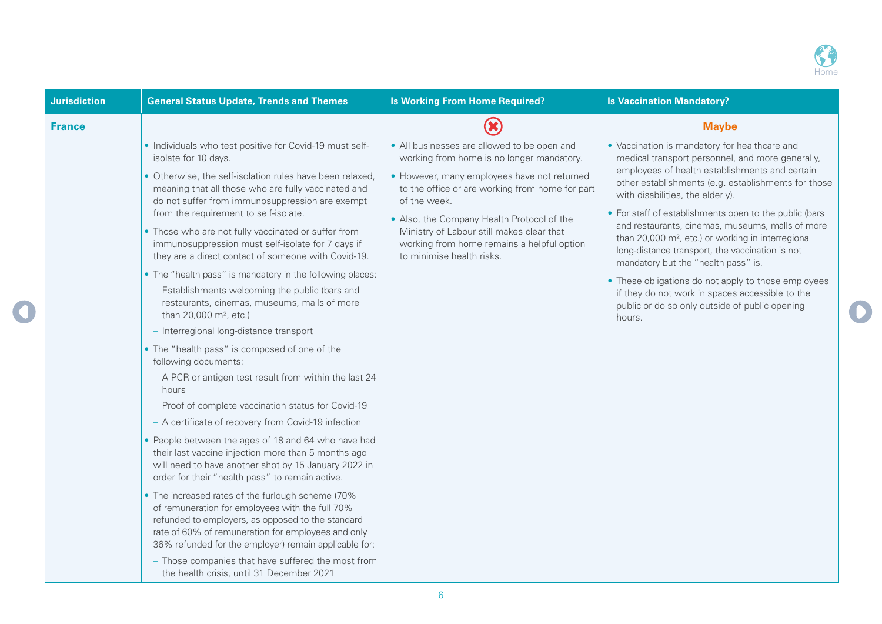| Jurisdiction | General Status Update, Trends and Themes | Is Working From Home Required? | Is Vaccination Mandatory? |
|---|---|---|---|
| **France** | • Individuals who test positive for Covid-19 must self-isolate for 10 days.<br>• Otherwise, the self-isolation rules have been relaxed, meaning that all those who are fully vaccinated and do not suffer from immunosuppression are exempt from the requirement to self-isolate.<br>• Those who are not fully vaccinated or suffer from immunosuppression must self-isolate for 7 days if they are a direct contact of someone with Covid-19.<br>• The "health pass" is mandatory in the following places:<br>– Establishments welcoming the public (bars and restaurants, cinemas, museums, malls of more than 20,000 m², etc.)<br>– Interregional long-distance transport<br>• The "health pass" is composed of one of the following documents:<br>– A PCR or antigen test result from within the last 24 hours<br>– Proof of complete vaccination status for Covid-19<br>– A certificate of recovery from Covid-19 infection<br>• People between the ages of 18 and 64 who have had their last vaccine injection more than 5 months ago will need to have another shot by 15 January 2022 in order for their "health pass" to remain active.<br>• The increased rates of the furlough scheme (70% of remuneration for employees with the full 70% refunded to employers, as opposed to the standard rate of 60% of remuneration for employees and only 36% refunded for the employer) remain applicable for:<br>– Those companies that have suffered the most from the health crisis, until 31 December 2021 | ✖<br>• All businesses are allowed to be open and working from home is no longer mandatory.<br>• However, many employees have not returned to the office or are working from home for part of the week.<br>• Also, the Company Health Protocol of the Ministry of Labour still makes clear that working from home remains a helpful option to minimise health risks. | **Maybe**<br>• Vaccination is mandatory for healthcare and medical transport personnel, and more generally, employees of health establishments and certain other establishments (e.g. establishments for those with disabilities, the elderly).<br>• For staff of establishments open to the public (bars and restaurants, cinemas, museums, malls of more than 20,000 m², etc.) or working in interregional long-distance transport, the vaccination is not mandatory but the "health pass" is.<br>• These obligations do not apply to those employees if they do not work in spaces accessible to the public or do so only outside of public opening hours. |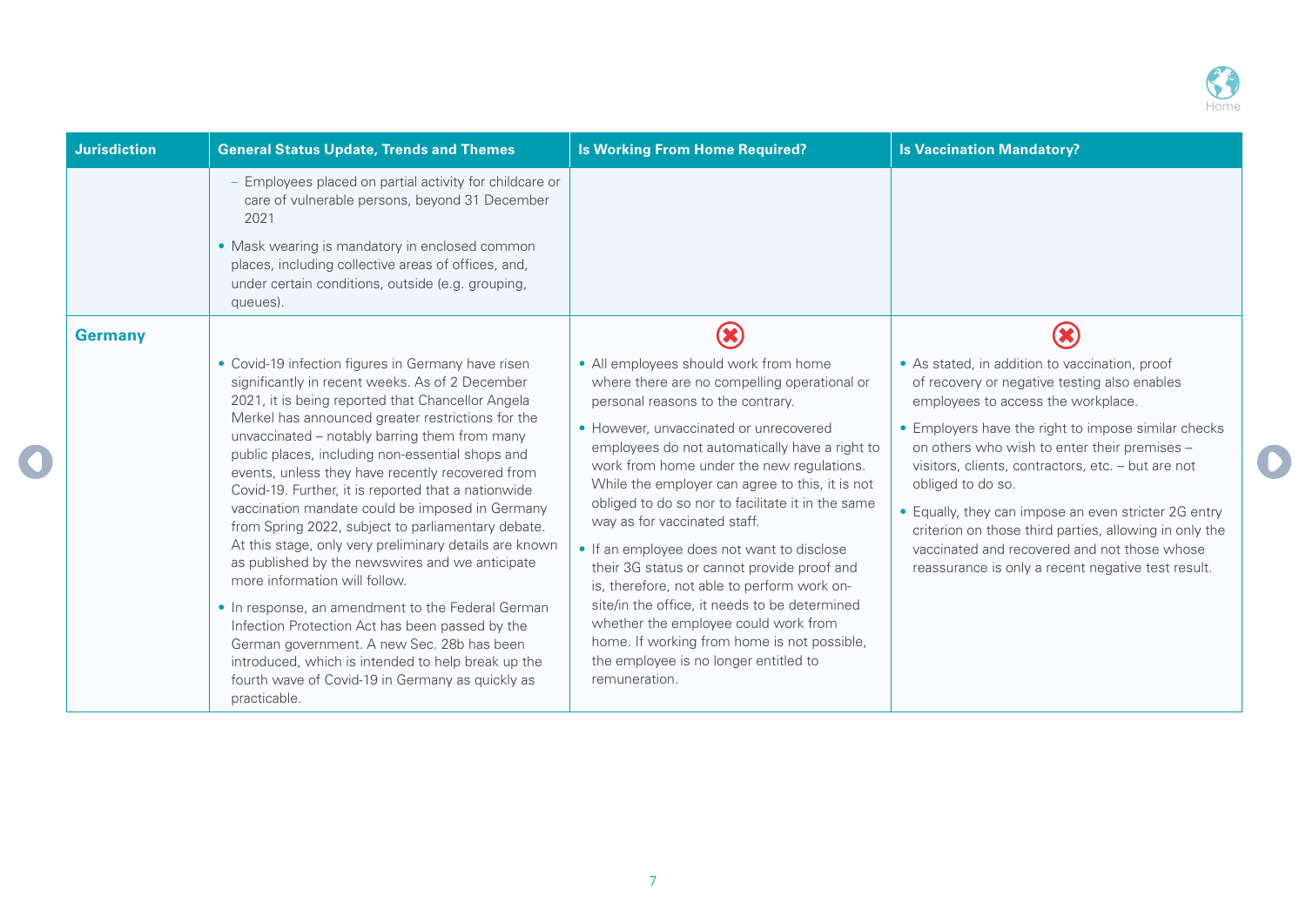| Jurisdiction | General Status Update, Trends and Themes | Is Working From Home Required? | Is Vaccination Mandatory? |
|---|---|---|---|
| | – Employees placed on partial activity for childcare or care of vulnerable persons, beyond 31 December 2021<br>• Mask wearing is mandatory in enclosed common places, including collective areas of offices, and, under certain conditions, outside (e.g. grouping, queues). | | |
| **Germany** | • Covid-19 infection figures in Germany have risen significantly in recent weeks. As of 2 December 2021, it is being reported that Chancellor Angela Merkel has announced greater restrictions for the unvaccinated – notably barring them from many public places, including non-essential shops and events, unless they have recently recovered from Covid-19. Further, it is reported that a nationwide vaccination mandate could be imposed in Germany from Spring 2022, subject to parliamentary debate. At this stage, only very preliminary details are known as published by the newswires and we anticipate more information will follow.<br>• In response, an amendment to the Federal German Infection Protection Act has been passed by the German government. A new Sec. 28b has been introduced, which is intended to help break up the fourth wave of Covid-19 in Germany as quickly as practicable. | ✖<br>• All employees should work from home where there are no compelling operational or personal reasons to the contrary.<br>• However, unvaccinated or unrecovered employees do not automatically have a right to work from home under the new regulations. While the employer can agree to this, it is not obliged to do so nor to facilitate it in the same way as for vaccinated staff.<br>• If an employee does not want to disclose their 3G status or cannot provide proof and is, therefore, not able to perform work on-site/in the office, it needs to be determined whether the employee could work from home. If working from home is not possible, the employee is no longer entitled to remuneration. | ✖<br>• As stated, in addition to vaccination, proof of recovery or negative testing also enables employees to access the workplace.<br>• Employers have the right to impose similar checks on others who wish to enter their premises – visitors, clients, contractors, etc. – but are not obliged to do so.<br>• Equally, they can impose an even stricter 2G entry criterion on those third parties, allowing in only the vaccinated and recovered and not those whose reassurance is only a recent negative test result. |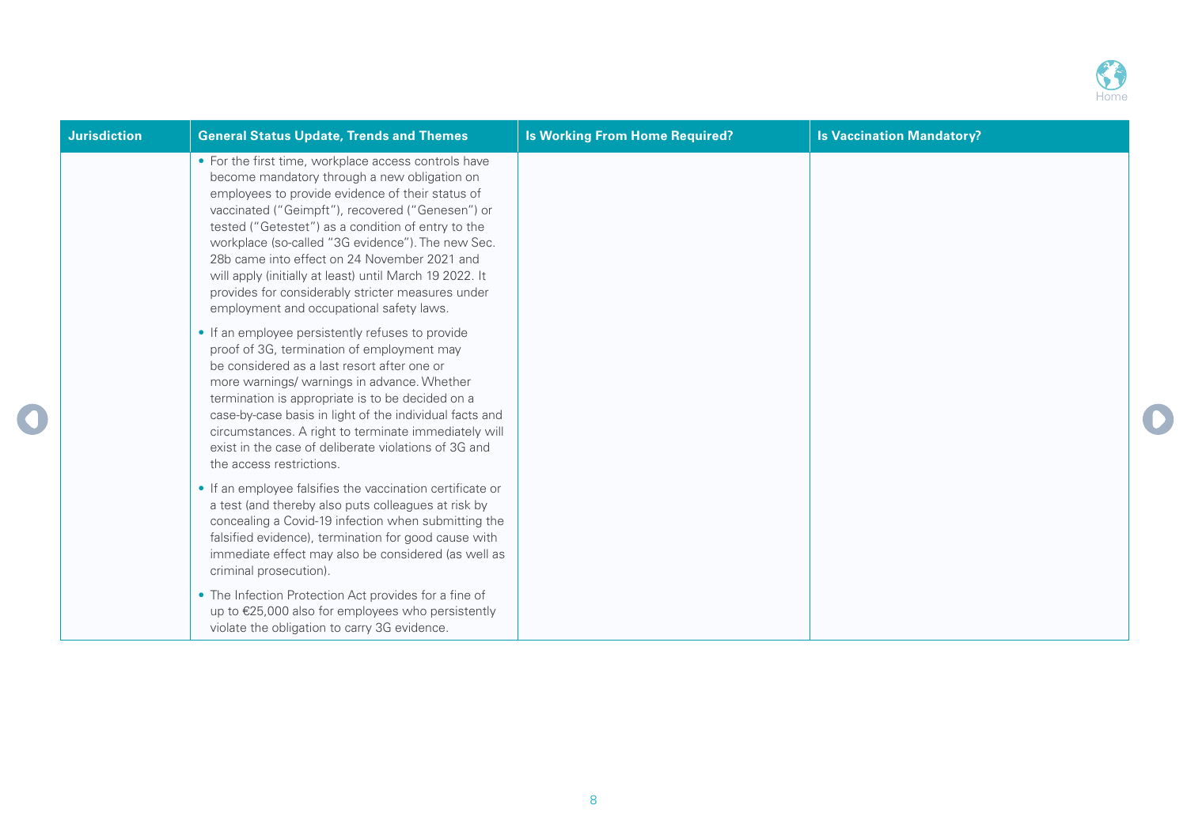| Jurisdiction | General Status Update, Trends and Themes | Is Working From Home Required? | Is Vaccination Mandatory? |
|---|---|---|---|
| | • For the first time, workplace access controls have become mandatory through a new obligation on employees to provide evidence of their status of vaccinated ("Geimpft"), recovered ("Genesen") or tested ("Getestet") as a condition of entry to the workplace (so-called "3G evidence"). The new Sec. 28b came into effect on 24 November 2021 and will apply (initially at least) until March 19 2022. It provides for considerably stricter measures under employment and occupational safety laws.<br>• If an employee persistently refuses to provide proof of 3G, termination of employment may be considered as a last resort after one or more warnings/ warnings in advance. Whether termination is appropriate is to be decided on a case-by-case basis in light of the individual facts and circumstances. A right to terminate immediately will exist in the case of deliberate violations of 3G and the access restrictions.<br>• If an employee falsifies the vaccination certificate or a test (and thereby also puts colleagues at risk by concealing a Covid-19 infection when submitting the falsified evidence), termination for good cause with immediate effect may also be considered (as well as criminal prosecution).<br>• The Infection Protection Act provides for a fine of up to €25,000 also for employees who persistently violate the obligation to carry 3G evidence. | | |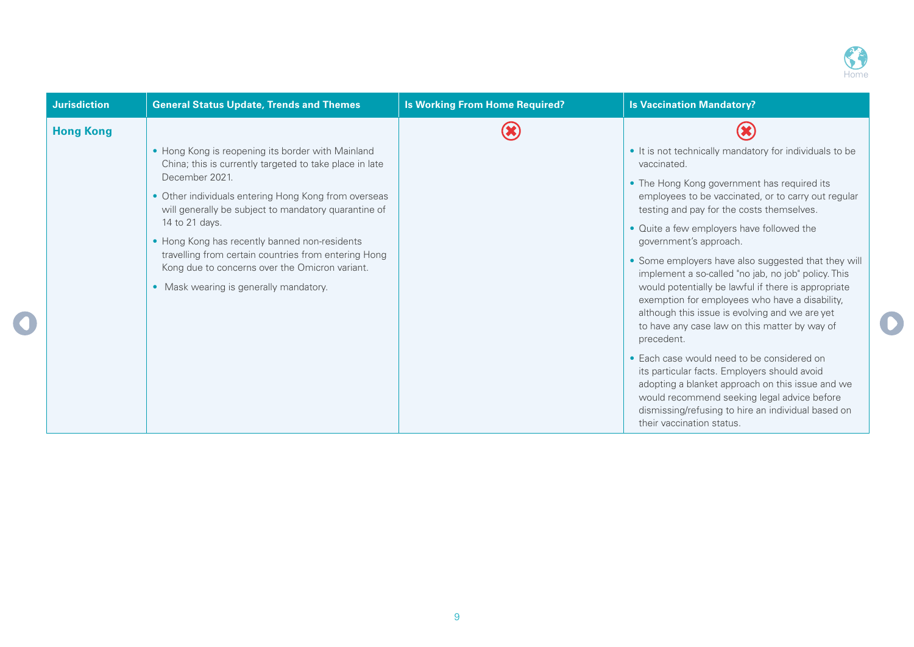| Jurisdiction | General Status Update, Trends and Themes | Is Working From Home Required? | Is Vaccination Mandatory? |
|---|---|---|---|
| **Hong Kong** | • Hong Kong is reopening its border with Mainland China; this is currently targeted to take place in late December 2021.<br>• Other individuals entering Hong Kong from overseas will generally be subject to mandatory quarantine of 14 to 21 days.<br>• Hong Kong has recently banned non-residents travelling from certain countries from entering Hong Kong due to concerns over the Omicron variant.<br>• Mask wearing is generally mandatory. | ✖ | ✖<br>• It is not technically mandatory for individuals to be vaccinated.<br>• The Hong Kong government has required its employees to be vaccinated, or to carry out regular testing and pay for the costs themselves.<br>• Quite a few employers have followed the government's approach.<br>• Some employers have also suggested that they will implement a so-called "no jab, no job" policy. This would potentially be lawful if there is appropriate exemption for employees who have a disability, although this issue is evolving and we are yet to have any case law on this matter by way of precedent.<br>• Each case would need to be considered on its particular facts. Employers should avoid adopting a blanket approach on this issue and we would recommend seeking legal advice before dismissing/refusing to hire an individual based on their vaccination status. |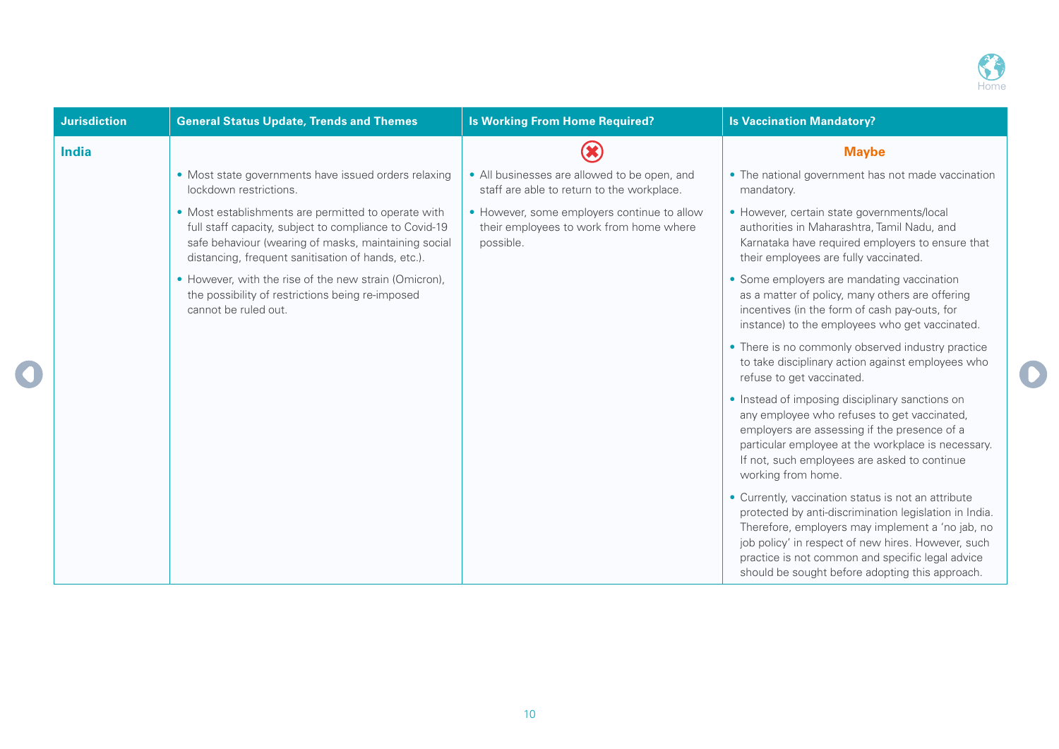| Jurisdiction | General Status Update, Trends and Themes | Is Working From Home Required? | Is Vaccination Mandatory? |
|---|---|---|---|
| **India** | • Most state governments have issued orders relaxing lockdown restrictions.<br>• Most establishments are permitted to operate with full staff capacity, subject to compliance to Covid-19 safe behaviour (wearing of masks, maintaining social distancing, frequent sanitisation of hands, etc.).<br>• However, with the rise of the new strain (Omicron), the possibility of restrictions being re-imposed cannot be ruled out. | ✖<br>• All businesses are allowed to be open, and staff are able to return to the workplace.<br>• However, some employers continue to allow their employees to work from home where possible. | **Maybe**<br>• The national government has not made vaccination mandatory.<br>• However, certain state governments/local authorities in Maharashtra, Tamil Nadu, and Karnataka have required employers to ensure that their employees are fully vaccinated.<br>• Some employers are mandating vaccination as a matter of policy, many others are offering incentives (in the form of cash pay-outs, for instance) to the employees who get vaccinated.<br>• There is no commonly observed industry practice to take disciplinary action against employees who refuse to get vaccinated.<br>• Instead of imposing disciplinary sanctions on any employee who refuses to get vaccinated, employers are assessing if the presence of a particular employee at the workplace is necessary. If not, such employees are asked to continue working from home.<br>• Currently, vaccination status is not an attribute protected by anti-discrimination legislation in India. Therefore, employers may implement a 'no jab, no job policy' in respect of new hires. However, such practice is not common and specific legal advice should be sought before adopting this approach. |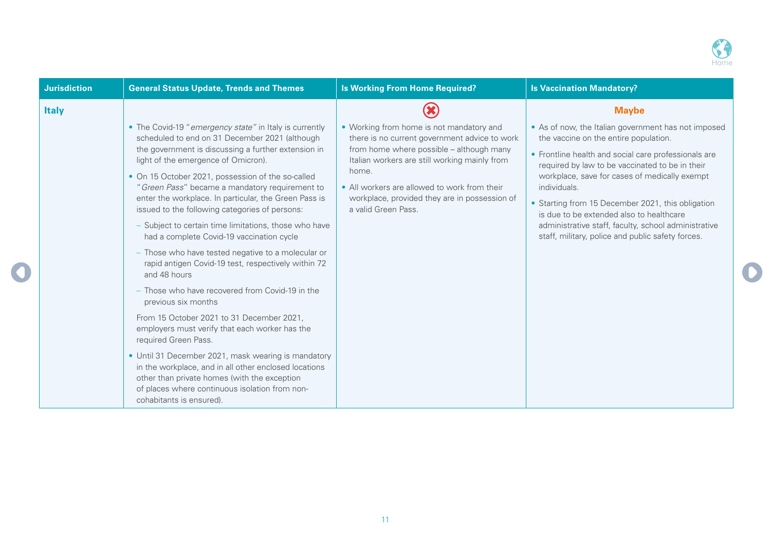| Jurisdiction | General Status Update, Trends and Themes | Is Working From Home Required? | Is Vaccination Mandatory? |
|---|---|---|---|
| **Italy** | • The Covid-19 "*emergency state*" in Italy is currently scheduled to end on 31 December 2021 (although the government is discussing a further extension in light of the emergence of Omicron).<br>• On 15 October 2021, possession of the so-called "*Green Pass*" became a mandatory requirement to enter the workplace. In particular, the Green Pass is issued to the following categories of persons:<br>– Subject to certain time limitations, those who have had a complete Covid-19 vaccination cycle<br>– Those who have tested negative to a molecular or rapid antigen Covid-19 test, respectively within 72 and 48 hours<br>– Those who have recovered from Covid-19 in the previous six months<br>From 15 October 2021 to 31 December 2021, employers must verify that each worker has the required Green Pass.<br>• Until 31 December 2021, mask wearing is mandatory in the workplace, and in all other enclosed locations other than private homes (with the exception of places where continuous isolation from non-cohabitants is ensured). | ✖<br>• Working from home is not mandatory and there is no current government advice to work from home where possible – although many Italian workers are still working mainly from home.<br>• All workers are allowed to work from their workplace, provided they are in possession of a valid Green Pass. | **Maybe**<br>• As of now, the Italian government has not imposed the vaccine on the entire population.<br>• Frontline health and social care professionals are required by law to be vaccinated to be in their workplace, save for cases of medically exempt individuals.<br>• Starting from 15 December 2021, this obligation is due to be extended also to healthcare administrative staff, faculty, school administrative staff, military, police and public safety forces. |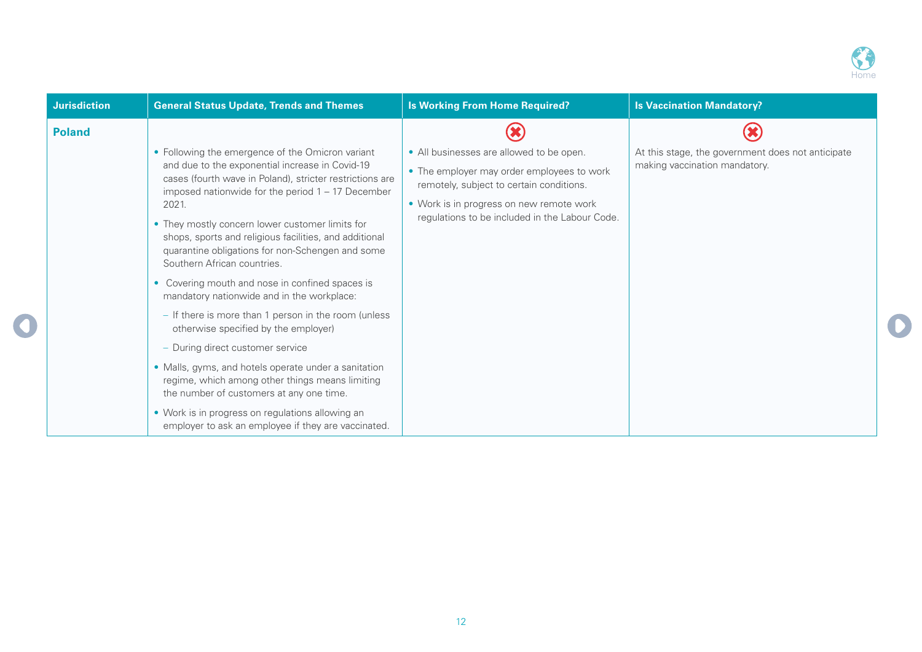| Jurisdiction | General Status Update, Trends and Themes | Is Working From Home Required? | Is Vaccination Mandatory? |
|---|---|---|---|
| **Poland** | • Following the emergence of the Omicron variant and due to the exponential increase in Covid-19 cases (fourth wave in Poland), stricter restrictions are imposed nationwide for the period 1 – 17 December 2021.<br>• They mostly concern lower customer limits for shops, sports and religious facilities, and additional quarantine obligations for non-Schengen and some Southern African countries.<br>• Covering mouth and nose in confined spaces is mandatory nationwide and in the workplace:<br>  – If there is more than 1 person in the room (unless otherwise specified by the employer)<br>  – During direct customer service<br>• Malls, gyms, and hotels operate under a sanitation regime, which among other things means limiting the number of customers at any one time.<br>• Work is in progress on regulations allowing an employer to ask an employee if they are vaccinated. | ✖<br>• All businesses are allowed to be open.<br>• The employer may order employees to work remotely, subject to certain conditions.<br>• Work is in progress on new remote work regulations to be included in the Labour Code. | ✖<br>At this stage, the government does not anticipate making vaccination mandatory. |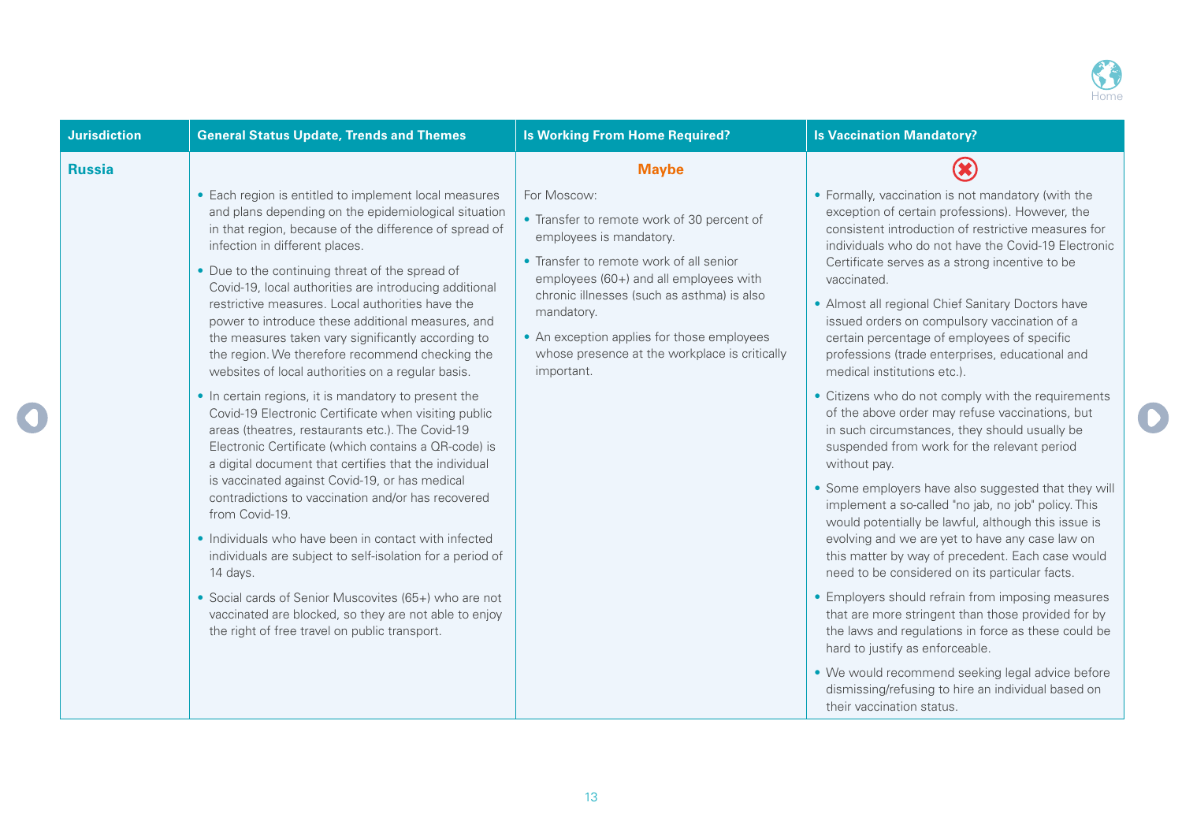| Jurisdiction | General Status Update, Trends and Themes | Is Working From Home Required? | Is Vaccination Mandatory? |
|---|---|---|---|
| **Russia** | • Each region is entitled to implement local measures and plans depending on the epidemiological situation in that region, because of the difference of spread of infection in different places.<br>• Due to the continuing threat of the spread of Covid-19, local authorities are introducing additional restrictive measures. Local authorities have the power to introduce these additional measures, and the measures taken vary significantly according to the region. We therefore recommend checking the websites of local authorities on a regular basis.<br>• In certain regions, it is mandatory to present the Covid-19 Electronic Certificate when visiting public areas (theatres, restaurants etc.). The Covid-19 Electronic Certificate (which contains a QR-code) is a digital document that certifies that the individual is vaccinated against Covid-19, or has medical contradictions to vaccination and/or has recovered from Covid-19.<br>• Individuals who have been in contact with infected individuals are subject to self-isolation for a period of 14 days.<br>• Social cards of Senior Muscovites (65+) who are not vaccinated are blocked, so they are not able to enjoy the right of free travel on public transport. | **Maybe**<br>For Moscow:<br>• Transfer to remote work of 30 percent of employees is mandatory.<br>• Transfer to remote work of all senior employees (60+) and all employees with chronic illnesses (such as asthma) is also mandatory.<br>• An exception applies for those employees whose presence at the workplace is critically important. | ✖<br>• Formally, vaccination is not mandatory (with the exception of certain professions). However, the consistent introduction of restrictive measures for individuals who do not have the Covid-19 Electronic Certificate serves as a strong incentive to be vaccinated.<br>• Almost all regional Chief Sanitary Doctors have issued orders on compulsory vaccination of a certain percentage of employees of specific professions (trade enterprises, educational and medical institutions etc.).<br>• Citizens who do not comply with the requirements of the above order may refuse vaccinations, but in such circumstances, they should usually be suspended from work for the relevant period without pay.<br>• Some employers have also suggested that they will implement a so-called "no jab, no job" policy. This would potentially be lawful, although this issue is evolving and we are yet to have any case law on this matter by way of precedent. Each case would need to be considered on its particular facts.<br>• Employers should refrain from imposing measures that are more stringent than those provided for by the laws and regulations in force as these could be hard to justify as enforceable.<br>• We would recommend seeking legal advice before dismissing/refusing to hire an individual based on their vaccination status. |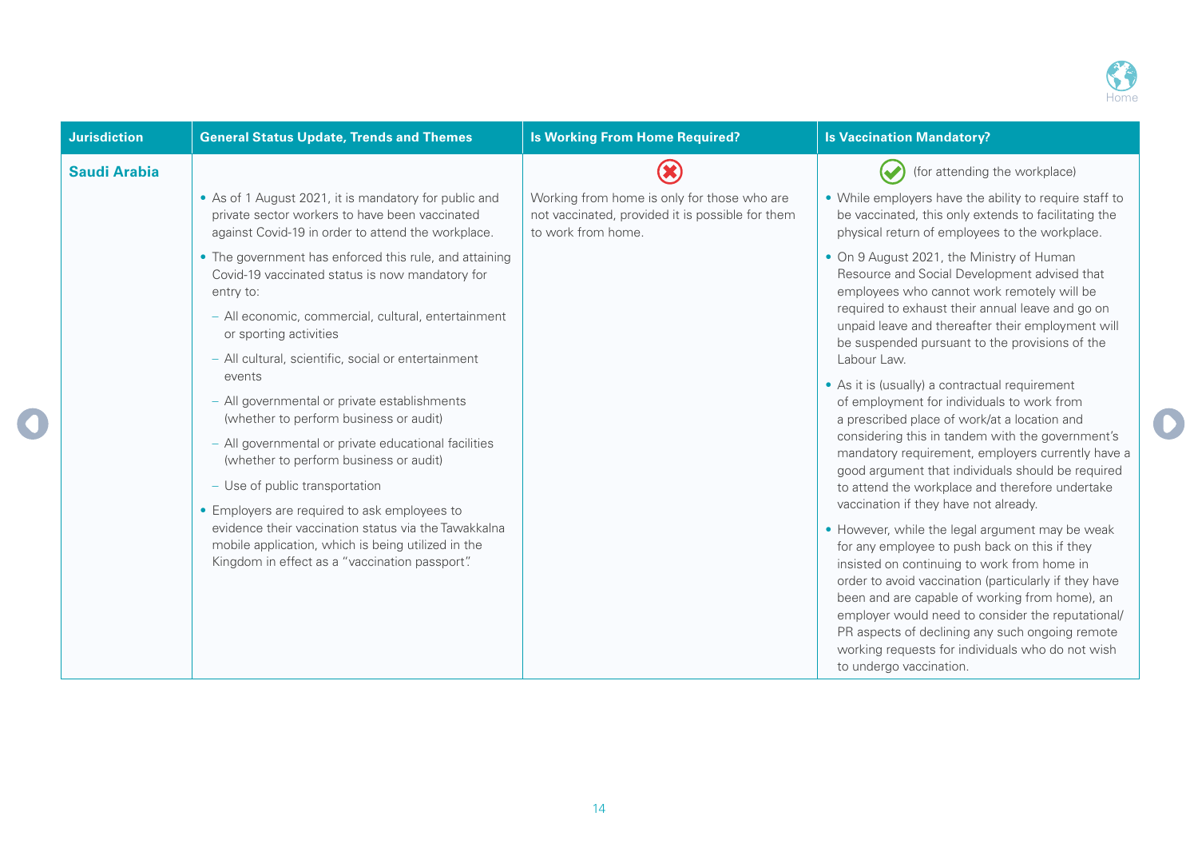| Jurisdiction | General Status Update, Trends and Themes | Is Working From Home Required? | Is Vaccination Mandatory? |
|---|---|---|---|
| **Saudi Arabia** | • As of 1 August 2021, it is mandatory for public and private sector workers to have been vaccinated against Covid-19 in order to attend the workplace.<br>• The government has enforced this rule, and attaining Covid-19 vaccinated status is now mandatory for entry to:<br>– All economic, commercial, cultural, entertainment or sporting activities<br>– All cultural, scientific, social or entertainment events<br>– All governmental or private establishments (whether to perform business or audit)<br>– All governmental or private educational facilities (whether to perform business or audit)<br>– Use of public transportation<br>• Employers are required to ask employees to evidence their vaccination status via the Tawakkalna mobile application, which is being utilized in the Kingdom in effect as a "vaccination passport". | ✗<br>Working from home is only for those who are not vaccinated, provided it is possible for them to work from home. | ✓ (for attending the workplace)<br>• While employers have the ability to require staff to be vaccinated, this only extends to facilitating the physical return of employees to the workplace.<br>• On 9 August 2021, the Ministry of Human Resource and Social Development advised that employees who cannot work remotely will be required to exhaust their annual leave and go on unpaid leave and thereafter their employment will be suspended pursuant to the provisions of the Labour Law.<br>• As it is (usually) a contractual requirement of employment for individuals to work from a prescribed place of work/at a location and considering this in tandem with the government's mandatory requirement, employers currently have a good argument that individuals should be required to attend the workplace and therefore undertake vaccination if they have not already.<br>• However, while the legal argument may be weak for any employee to push back on this if they insisted on continuing to work from home in order to avoid vaccination (particularly if they have been and are capable of working from home), an employer would need to consider the reputational/PR aspects of declining any such ongoing remote working requests for individuals who do not wish to undergo vaccination. |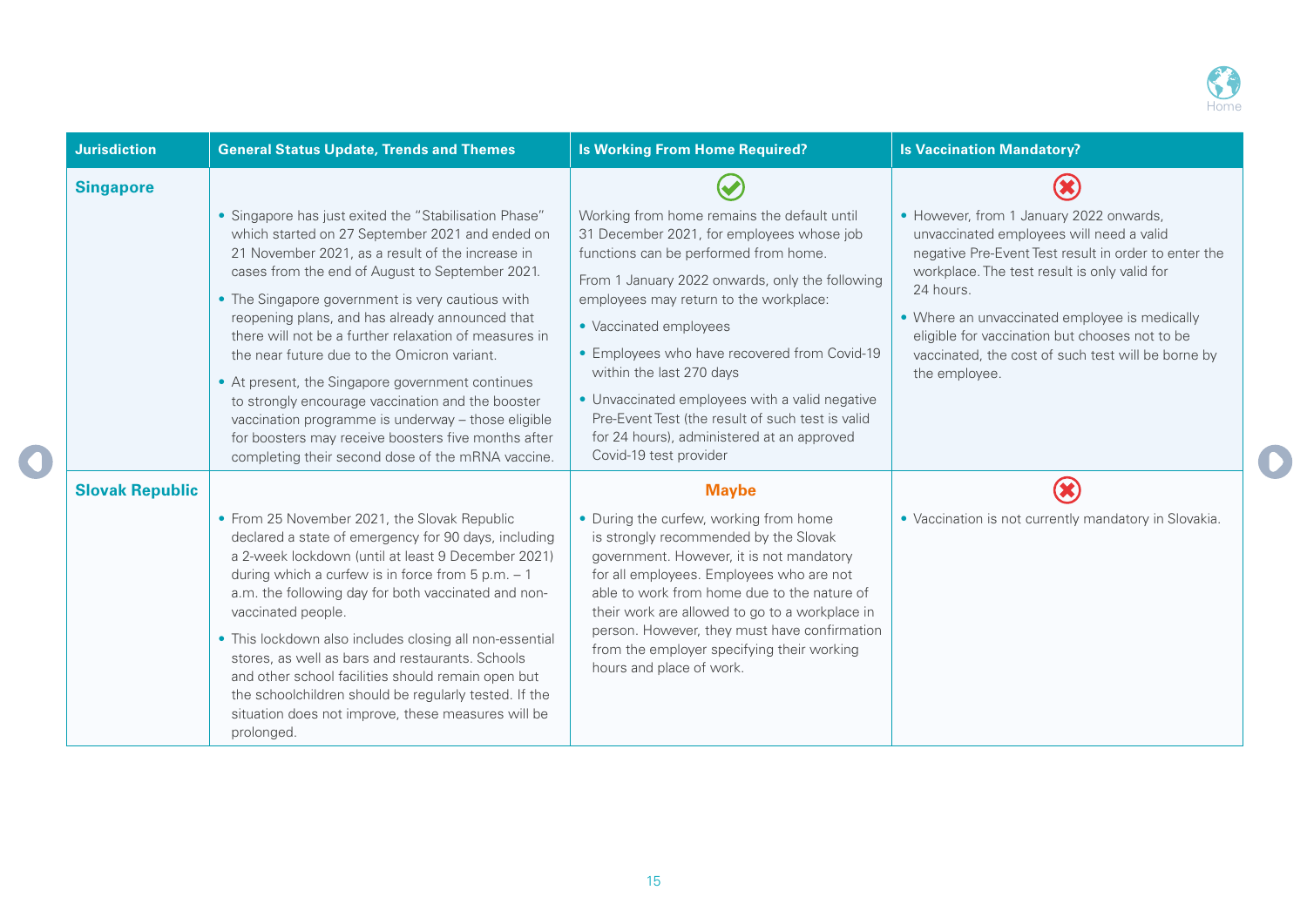| Jurisdiction | General Status Update, Trends and Themes | Is Working From Home Required? | Is Vaccination Mandatory? |
|---|---|---|---|
| **Singapore** | • Singapore has just exited the "Stabilisation Phase" which started on 27 September 2021 and ended on 21 November 2021, as a result of the increase in cases from the end of August to September 2021.<br>• The Singapore government is very cautious with reopening plans, and has already announced that there will not be a further relaxation of measures in the near future due to the Omicron variant.<br>• At present, the Singapore government continues to strongly encourage vaccination and the booster vaccination programme is underway – those eligible for boosters may receive boosters five months after completing their second dose of the mRNA vaccine. | ✔<br>Working from home remains the default until 31 December 2021, for employees whose job functions can be performed from home.<br>From 1 January 2022 onwards, only the following employees may return to the workplace:<br>• Vaccinated employees<br>• Employees who have recovered from Covid-19 within the last 270 days<br>• Unvaccinated employees with a valid negative Pre-Event Test (the result of such test is valid for 24 hours), administered at an approved Covid-19 test provider | ✖<br>• However, from 1 January 2022 onwards, unvaccinated employees will need a valid negative Pre-Event Test result in order to enter the workplace. The test result is only valid for 24 hours.<br>• Where an unvaccinated employee is medically eligible for vaccination but chooses not to be vaccinated, the cost of such test will be borne by the employee. |
| **Slovak Republic** | • From 25 November 2021, the Slovak Republic declared a state of emergency for 90 days, including a 2-week lockdown (until at least 9 December 2021) during which a curfew is in force from 5 p.m. – 1 a.m. the following day for both vaccinated and non-vaccinated people.<br>• This lockdown also includes closing all non-essential stores, as well as bars and restaurants. Schools and other school facilities should remain open but the schoolchildren should be regularly tested. If the situation does not improve, these measures will be prolonged. | **Maybe**<br>• During the curfew, working from home is strongly recommended by the Slovak government. However, it is not mandatory for all employees. Employees who are not able to work from home due to the nature of their work are allowed to go to a workplace in person. However, they must have confirmation from the employer specifying their working hours and place of work. | ✖<br>• Vaccination is not currently mandatory in Slovakia. |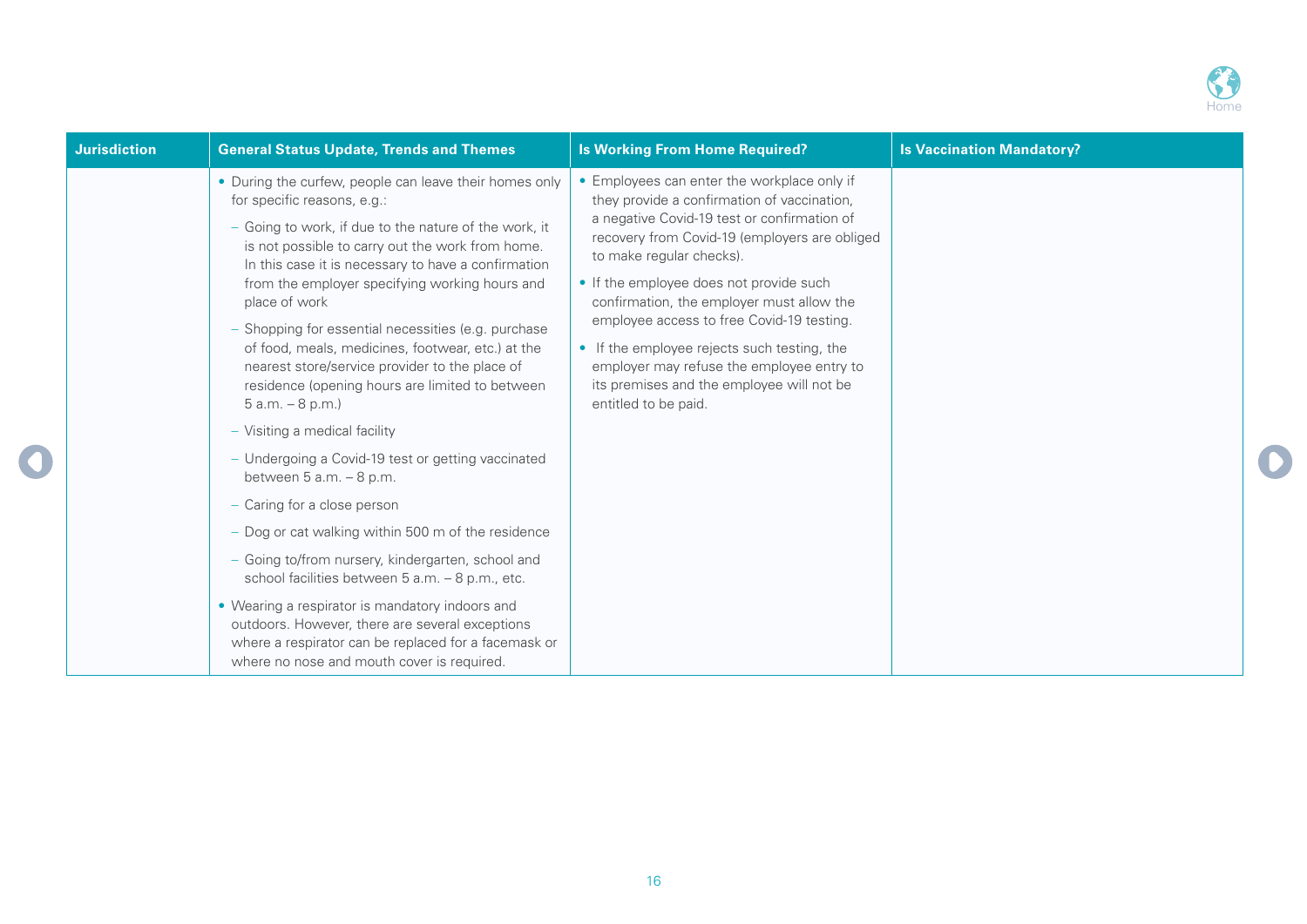| Jurisdiction | General Status Update, Trends and Themes | Is Working From Home Required? | Is Vaccination Mandatory? |
|---|---|---|---|
| | • During the curfew, people can leave their homes only for specific reasons, e.g.:<br>– Going to work, if due to the nature of the work, it is not possible to carry out the work from home. In this case it is necessary to have a confirmation from the employer specifying working hours and place of work<br>– Shopping for essential necessities (e.g. purchase of food, meals, medicines, footwear, etc.) at the nearest store/service provider to the place of residence (opening hours are limited to between 5 a.m. – 8 p.m.)<br>– Visiting a medical facility<br>– Undergoing a Covid-19 test or getting vaccinated between 5 a.m. – 8 p.m.<br>– Caring for a close person<br>– Dog or cat walking within 500 m of the residence<br>– Going to/from nursery, kindergarten, school and school facilities between 5 a.m. – 8 p.m., etc.<br>• Wearing a respirator is mandatory indoors and outdoors. However, there are several exceptions where a respirator can be replaced for a facemask or where no nose and mouth cover is required. | • Employees can enter the workplace only if they provide a confirmation of vaccination, a negative Covid-19 test or confirmation of recovery from Covid-19 (employers are obliged to make regular checks).<br>• If the employee does not provide such confirmation, the employer must allow the employee access to free Covid-19 testing.<br>• If the employee rejects such testing, the employer may refuse the employee entry to its premises and the employee will not be entitled to be paid. | |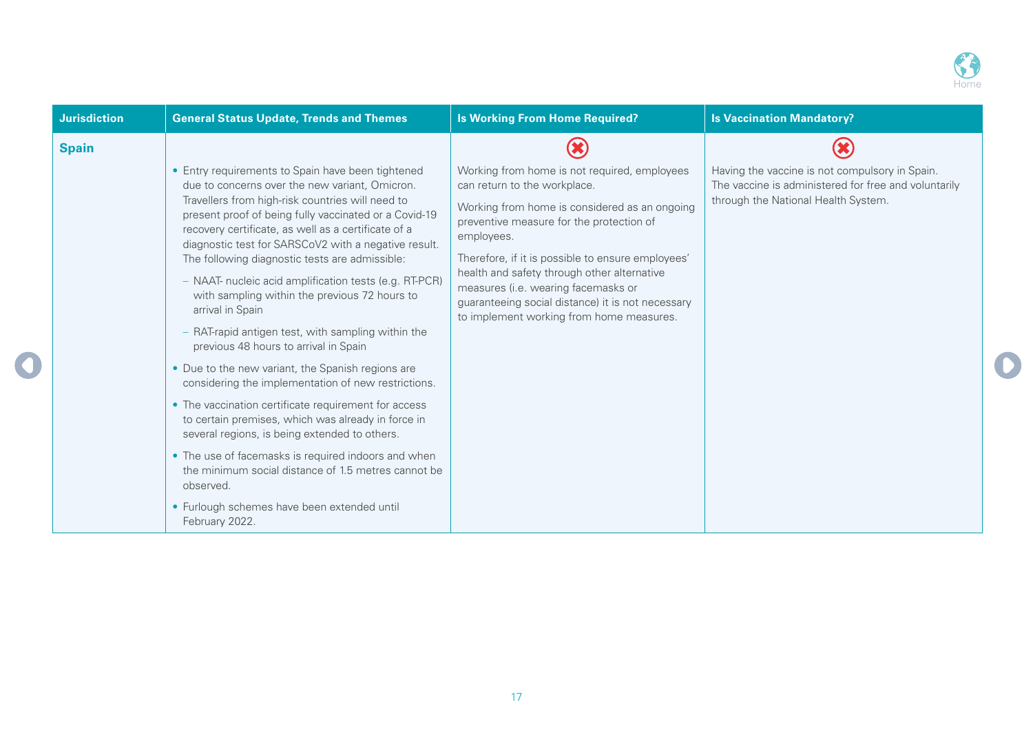| Jurisdiction | General Status Update, Trends and Themes | Is Working From Home Required? | Is Vaccination Mandatory? |
|---|---|---|---|
| **Spain** | • Entry requirements to Spain have been tightened due to concerns over the new variant, Omicron. Travellers from high-risk countries will need to present proof of being fully vaccinated or a Covid-19 recovery certificate, as well as a certificate of a diagnostic test for SARSCoV2 with a negative result. The following diagnostic tests are admissible:<br>– NAAT- nucleic acid amplification tests (e.g. RT-PCR) with sampling within the previous 72 hours to arrival in Spain<br>– RAT-rapid antigen test, with sampling within the previous 48 hours to arrival in Spain<br>• Due to the new variant, the Spanish regions are considering the implementation of new restrictions.<br>• The vaccination certificate requirement for access to certain premises, which was already in force in several regions, is being extended to others.<br>• The use of facemasks is required indoors and when the minimum social distance of 1.5 metres cannot be observed.<br>• Furlough schemes have been extended until February 2022. | ✖<br>Working from home is not required, employees can return to the workplace.<br>Working from home is considered as an ongoing preventive measure for the protection of employees.<br>Therefore, if it is possible to ensure employees' health and safety through other alternative measures (i.e. wearing facemasks or guaranteeing social distance) it is not necessary to implement working from home measures. | ✖<br>Having the vaccine is not compulsory in Spain. The vaccine is administered for free and voluntarily through the National Health System. |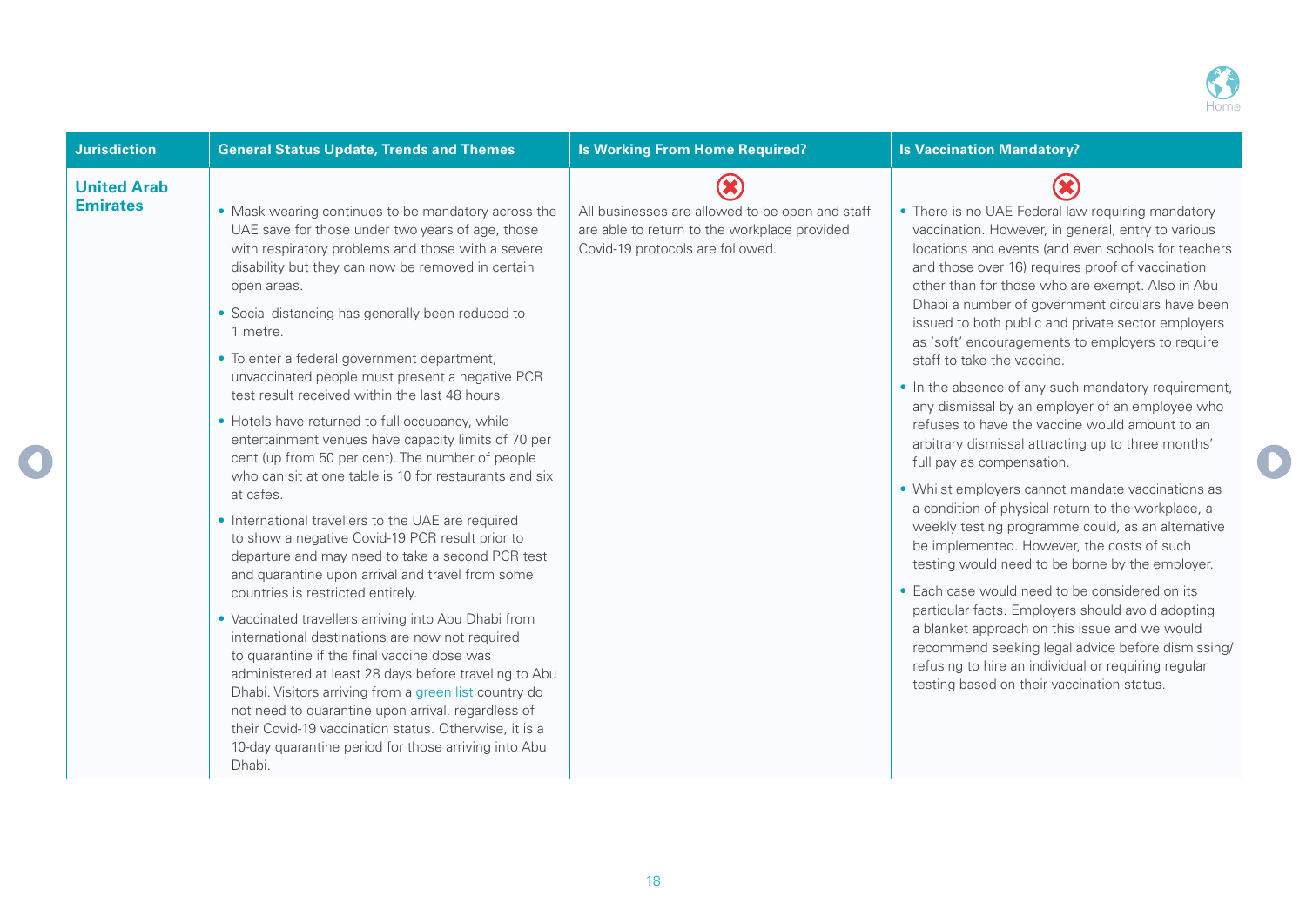| Jurisdiction | General Status Update, Trends and Themes | Is Working From Home Required? | Is Vaccination Mandatory? |
|---|---|---|---|
| **United Arab Emirates** | • Mask wearing continues to be mandatory across the UAE save for those under two years of age, those with respiratory problems and those with a severe disability but they can now be removed in certain open areas.<br>• Social distancing has generally been reduced to 1 metre.<br>• To enter a federal government department, unvaccinated people must present a negative PCR test result received within the last 48 hours.<br>• Hotels have returned to full occupancy, while entertainment venues have capacity limits of 70 per cent (up from 50 per cent). The number of people who can sit at one table is 10 for restaurants and six at cafes.<br>• International travellers to the UAE are required to show a negative Covid-19 PCR result prior to departure and may need to take a second PCR test and quarantine upon arrival and travel from some countries is restricted entirely.<br>• Vaccinated travellers arriving into Abu Dhabi from international destinations are now not required to quarantine if the final vaccine dose was administered at least 28 days before traveling to Abu Dhabi. Visitors arriving from a green list country do not need to quarantine upon arrival, regardless of their Covid-19 vaccination status. Otherwise, it is a 10-day quarantine period for those arriving into Abu Dhabi. | ✖<br>All businesses are allowed to be open and staff are able to return to the workplace provided Covid-19 protocols are followed. | ✖<br>• There is no UAE Federal law requiring mandatory vaccination. However, in general, entry to various locations and events (and even schools for teachers and those over 16) requires proof of vaccination other than for those who are exempt. Also in Abu Dhabi a number of government circulars have been issued to both public and private sector employers as 'soft' encouragements to employers to require staff to take the vaccine.<br>• In the absence of any such mandatory requirement, any dismissal by an employer of an employee who refuses to have the vaccine would amount to an arbitrary dismissal attracting up to three months' full pay as compensation.<br>• Whilst employers cannot mandate vaccinations as a condition of physical return to the workplace, a weekly testing programme could, as an alternative be implemented. However, the costs of such testing would need to be borne by the employer.<br>• Each case would need to be considered on its particular facts. Employers should avoid adopting a blanket approach on this issue and we would recommend seeking legal advice before dismissing/refusing to hire an individual or requiring regular testing based on their vaccination status. |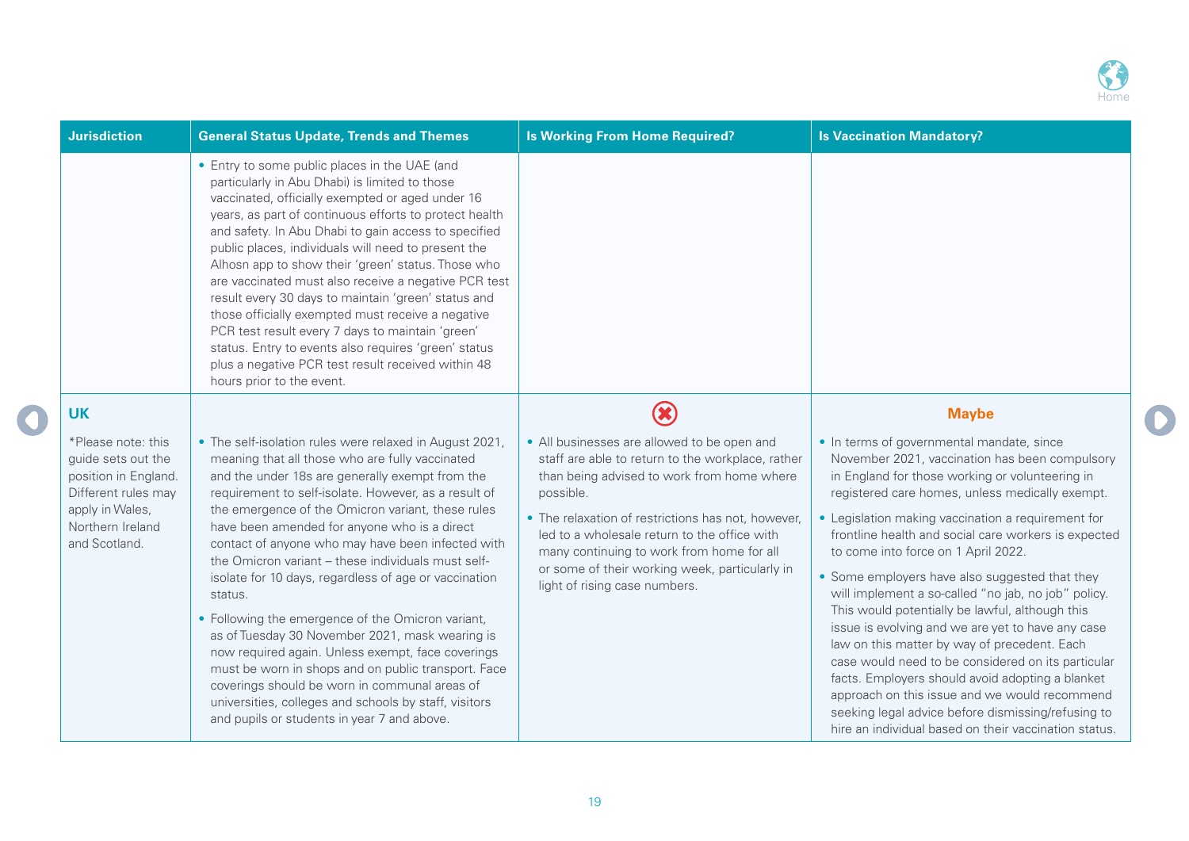| Jurisdiction | General Status Update, Trends and Themes | Is Working From Home Required? | Is Vaccination Mandatory? |
|---|---|---|---|
| | • Entry to some public places in the UAE (and particularly in Abu Dhabi) is limited to those vaccinated, officially exempted or aged under 16 years, as part of continuous efforts to protect health and safety. In Abu Dhabi to gain access to specified public places, individuals will need to present the Alhosn app to show their 'green' status. Those who are vaccinated must also receive a negative PCR test result every 30 days to maintain 'green' status and those officially exempted must receive a negative PCR test result every 7 days to maintain 'green' status. Entry to events also requires 'green' status plus a negative PCR test result received within 48 hours prior to the event. | | |
| **UK**<br><br>*Please note: this guide sets out the position in England. Different rules may apply in Wales, Northern Ireland and Scotland. | • The self-isolation rules were relaxed in August 2021, meaning that all those who are fully vaccinated and the under 18s are generally exempt from the requirement to self-isolate. However, as a result of the emergence of the Omicron variant, these rules have been amended for anyone who is a direct contact of anyone who may have been infected with the Omicron variant – these individuals must self-isolate for 10 days, regardless of age or vaccination status.<br><br>• Following the emergence of the Omicron variant, as of Tuesday 30 November 2021, mask wearing is now required again. Unless exempt, face coverings must be worn in shops and on public transport. Face coverings should be worn in communal areas of universities, colleges and schools by staff, visitors and pupils or students in year 7 and above. | ✖<br><br>• All businesses are allowed to be open and staff are able to return to the workplace, rather than being advised to work from home where possible.<br><br>• The relaxation of restrictions has not, however, led to a wholesale return to the office with many continuing to work from home for all or some of their working week, particularly in light of rising case numbers. | **Maybe**<br><br>• In terms of governmental mandate, since November 2021, vaccination has been compulsory in England for those working or volunteering in registered care homes, unless medically exempt.<br><br>• Legislation making vaccination a requirement for frontline health and social care workers is expected to come into force on 1 April 2022.<br><br>• Some employers have also suggested that they will implement a so-called "no jab, no job" policy. This would potentially be lawful, although this issue is evolving and we are yet to have any case law on this matter by way of precedent. Each case would need to be considered on its particular facts. Employers should avoid adopting a blanket approach on this issue and we would recommend seeking legal advice before dismissing/refusing to hire an individual based on their vaccination status. |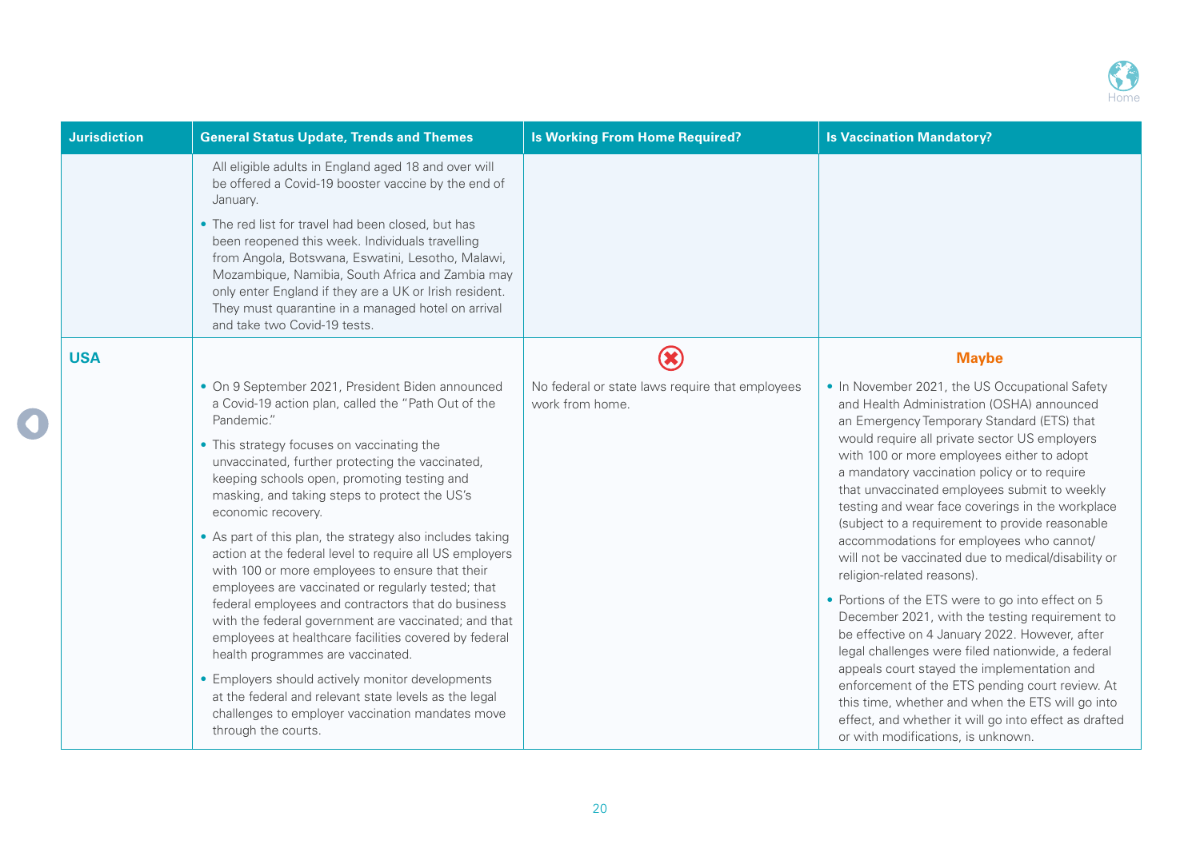| Jurisdiction | General Status Update, Trends and Themes | Is Working From Home Required? | Is Vaccination Mandatory? |
|---|---|---|---|
| | All eligible adults in England aged 18 and over will be offered a Covid-19 booster vaccine by the end of January. <br> • The red list for travel had been closed, but has been reopened this week. Individuals travelling from Angola, Botswana, Eswatini, Lesotho, Malawi, Mozambique, Namibia, South Africa and Zambia may only enter England if they are a UK or Irish resident. They must quarantine in a managed hotel on arrival and take two Covid-19 tests. | | |
| **USA** | • On 9 September 2021, President Biden announced a Covid-19 action plan, called the "Path Out of the Pandemic." <br> • This strategy focuses on vaccinating the unvaccinated, further protecting the vaccinated, keeping schools open, promoting testing and masking, and taking steps to protect the US's economic recovery. <br> • As part of this plan, the strategy also includes taking action at the federal level to require all US employers with 100 or more employees to ensure that their employees are vaccinated or regularly tested; that federal employees and contractors that do business with the federal government are vaccinated; and that employees at healthcare facilities covered by federal health programmes are vaccinated. <br> • Employers should actively monitor developments at the federal and relevant state levels as the legal challenges to employer vaccination mandates move through the courts. | ✖ <br> No federal or state laws require that employees work from home. | **Maybe** <br> • In November 2021, the US Occupational Safety and Health Administration (OSHA) announced an Emergency Temporary Standard (ETS) that would require all private sector US employers with 100 or more employees either to adopt a mandatory vaccination policy or to require that unvaccinated employees submit to weekly testing and wear face coverings in the workplace (subject to a requirement to provide reasonable accommodations for employees who cannot/ will not be vaccinated due to medical/disability or religion-related reasons). <br> • Portions of the ETS were to go into effect on 5 December 2021, with the testing requirement to be effective on 4 January 2022. However, after legal challenges were filed nationwide, a federal appeals court stayed the implementation and enforcement of the ETS pending court review. At this time, whether and when the ETS will go into effect, and whether it will go into effect as drafted or with modifications, is unknown. |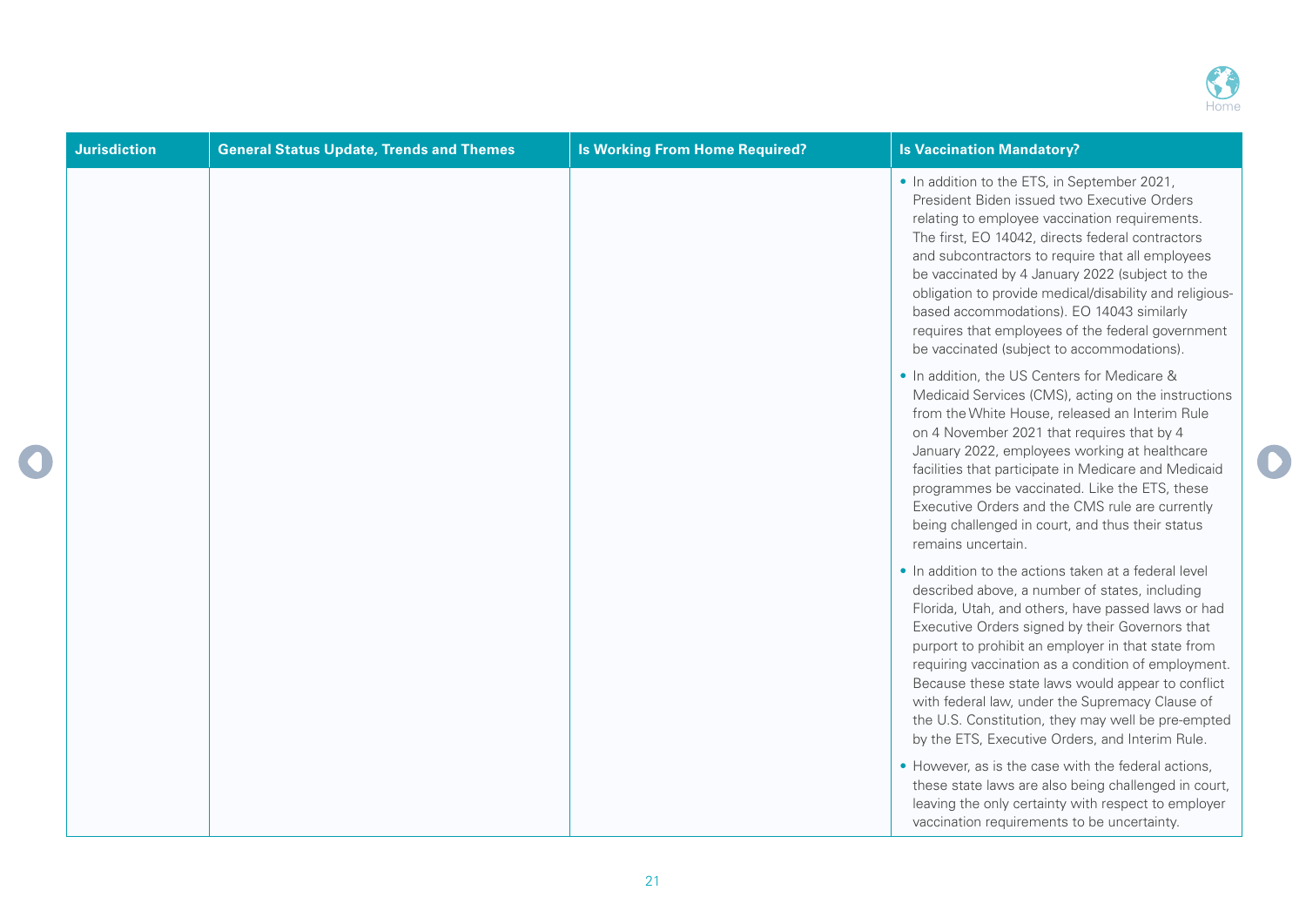| Jurisdiction | General Status Update, Trends and Themes | Is Working From Home Required? | Is Vaccination Mandatory? |
|---|---|---|---|
| | | | • In addition to the ETS, in September 2021, President Biden issued two Executive Orders relating to employee vaccination requirements. The first, EO 14042, directs federal contractors and subcontractors to require that all employees be vaccinated by 4 January 2022 (subject to the obligation to provide medical/disability and religious-based accommodations). EO 14043 similarly requires that employees of the federal government be vaccinated (subject to accommodations).<br><br>• In addition, the US Centers for Medicare & Medicaid Services (CMS), acting on the instructions from the White House, released an Interim Rule on 4 November 2021 that requires that by 4 January 2022, employees working at healthcare facilities that participate in Medicare and Medicaid programmes be vaccinated. Like the ETS, these Executive Orders and the CMS rule are currently being challenged in court, and thus their status remains uncertain.<br><br>• In addition to the actions taken at a federal level described above, a number of states, including Florida, Utah, and others, have passed laws or had Executive Orders signed by their Governors that purport to prohibit an employer in that state from requiring vaccination as a condition of employment. Because these state laws would appear to conflict with federal law, under the Supremacy Clause of the U.S. Constitution, they may well be pre-empted by the ETS, Executive Orders, and Interim Rule.<br><br>• However, as is the case with the federal actions, these state laws are also being challenged in court, leaving the only certainty with respect to employer vaccination requirements to be uncertainty. |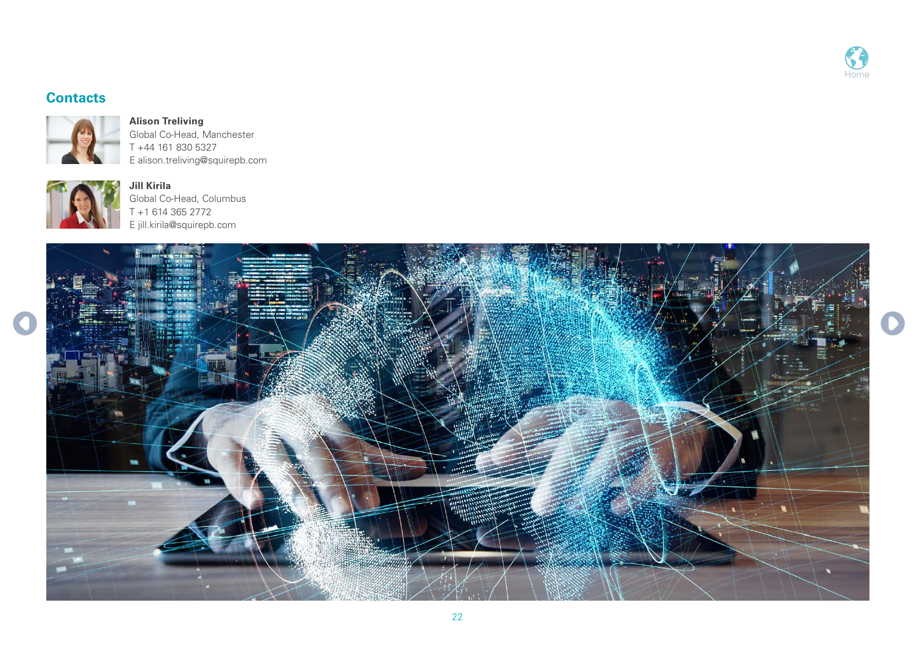## Contacts

**Alison Treliving**
Global Co-Head, Manchester
T +44 161 830 5327
E alison.treliving@squirepb.com

**Jill Kirila**
Global Co-Head, Columbus
T +1 614 365 2772
E jill.kirila@squirepb.com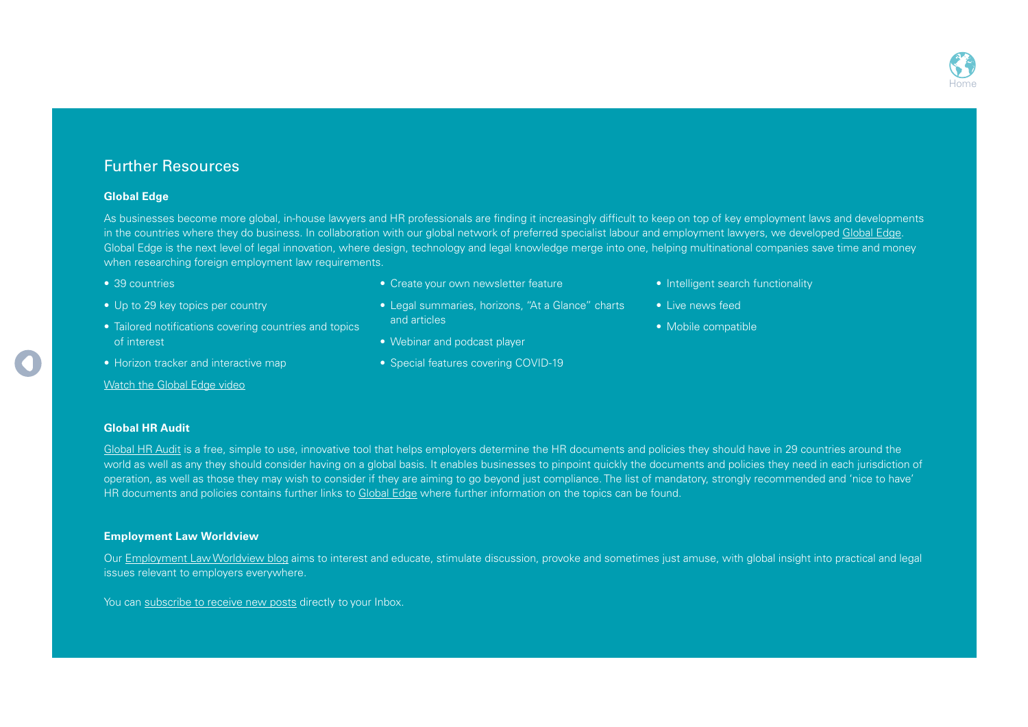## Further Resources

### Global Edge

As businesses become more global, in-house lawyers and HR professionals are finding it increasingly difficult to keep on top of key employment laws and developments in the countries where they do business. In collaboration with our global network of preferred specialist labour and employment lawyers, we developed Global Edge. Global Edge is the next level of legal innovation, where design, technology and legal knowledge merge into one, helping multinational companies save time and money when researching foreign employment law requirements.

- 39 countries
- Up to 29 key topics per country
- Tailored notifications covering countries and topics of interest
- Horizon tracker and interactive map
- Create your own newsletter feature
- Legal summaries, horizons, "At a Glance" charts and articles
- Webinar and podcast player
- Special features covering COVID-19
- Intelligent search functionality
- Live news feed
- Mobile compatible

Watch the Global Edge video

### Global HR Audit

Global HR Audit is a free, simple to use, innovative tool that helps employers determine the HR documents and policies they should have in 29 countries around the world as well as any they should consider having on a global basis. It enables businesses to pinpoint quickly the documents and policies they need in each jurisdiction of operation, as well as those they may wish to consider if they are aiming to go beyond just compliance. The list of mandatory, strongly recommended and 'nice to have' HR documents and policies contains further links to Global Edge where further information on the topics can be found.

### Employment Law Worldview

Our Employment Law Worldview blog aims to interest and educate, stimulate discussion, provoke and sometimes just amuse, with global insight into practical and legal issues relevant to employers everywhere.

You can subscribe to receive new posts directly to your Inbox.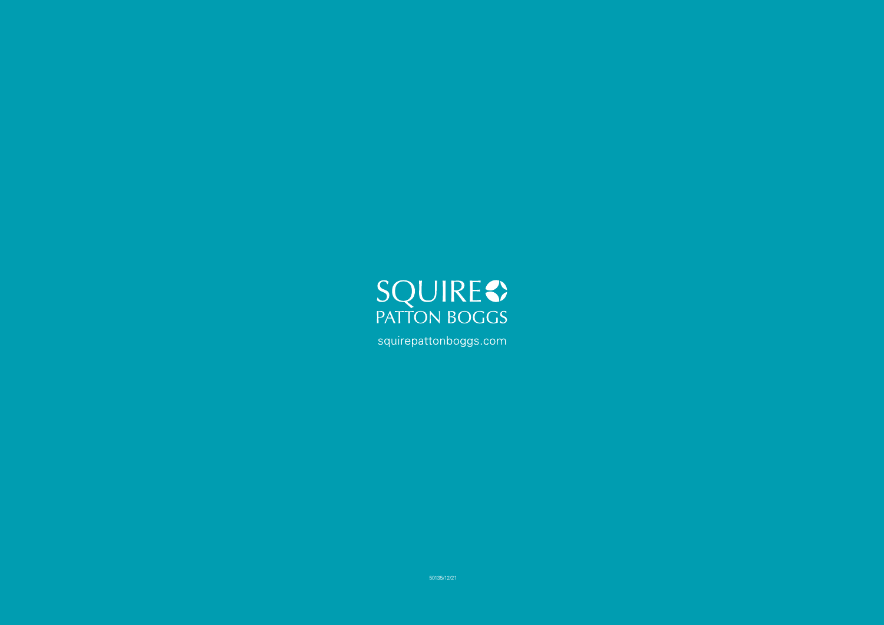SQUIRE
PATTON BOGGS

squirepattonboggs.com

50135/12/21